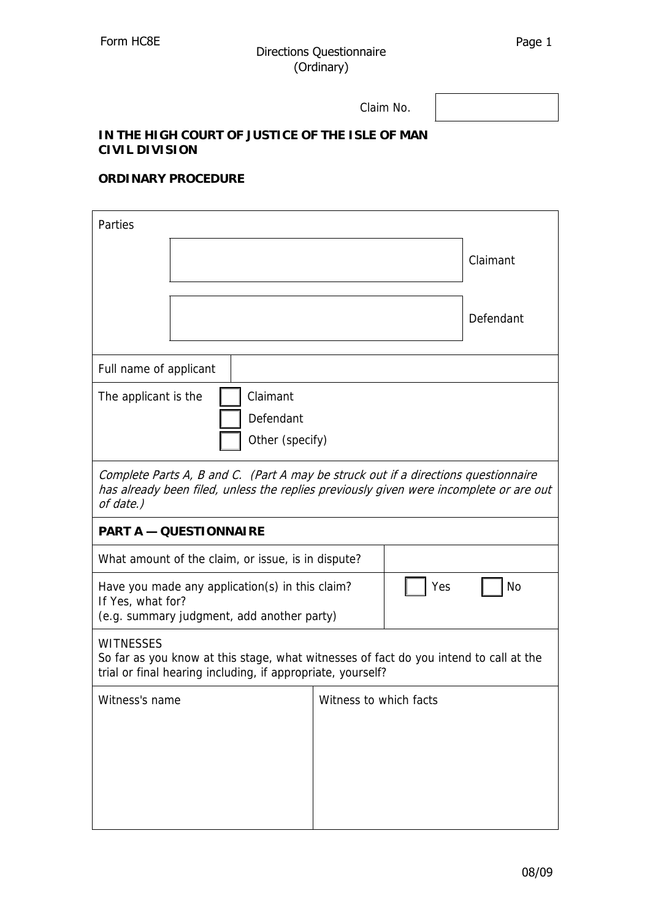Form HC8E

Directions Questionnaire
(Ordinary)

Claim No. ☐

**IN THE HIGH COURT OF JUSTICE OF THE ISLE OF MAN**
**CIVIL DIVISION**

**ORDINARY PROCEDURE**

| Parties | |
|---|---|
| | Claimant |
| | Defendant |

| Full name of applicant | |
|---|---|

The applicant is the ☐ Claimant ☐ Defendant ☐ Other (specify)

*Complete Parts A, B and C. (Part A may be struck out if a directions questionnaire has already been filed, unless the replies previously given were incomplete or are out of date.)*

**PART A — QUESTIONNAIRE**

| What amount of the claim, or issue, is in dispute? | |
|---|---|
| Have you made any application(s) in this claim?<br>If Yes, what for?<br>(e.g. summary judgment, add another party) | ☐ Yes ☐ No |

WITNESSES
So far as you know at this stage, what witnesses of fact do you intend to call at the trial or final hearing including, if appropriate, yourself?

| Witness's name | Witness to which facts |
|---|---|
| | |

08/09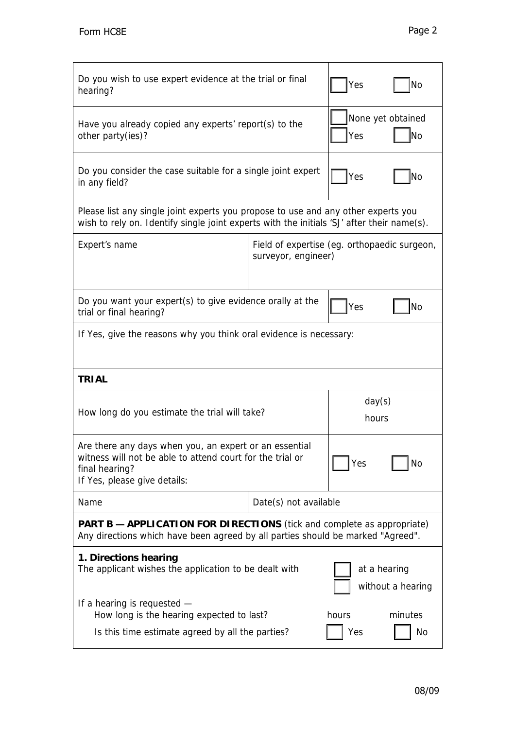| | |
|---|---|
| Do you wish to use expert evidence at the trial or final hearing? | ☐ Yes ☐ No |
| Have you already copied any experts' report(s) to the other party(ies)? | ☐ None yet obtained<br>☐ Yes ☐ No |
| Do you consider the case suitable for a single joint expert in any field? | ☐ Yes ☐ No |

Please list any single joint experts you propose to use and any other experts you wish to rely on. Identify single joint experts with the initials 'SJ' after their name(s).

| Expert's name | Field of expertise (eg. orthopaedic surgeon, surveyor, engineer) |
|---|---|
| | |

| | |
|---|---|
| Do you want your expert(s) to give evidence orally at the trial or final hearing? | ☐ Yes ☐ No |

If Yes, give the reasons why you think oral evidence is necessary:

**TRIAL**

| | |
|---|---|
| How long do you estimate the trial will take? | day(s)<br>hours |
| Are there any days when you, an expert or an essential witness will not be able to attend court for the trial or final hearing?<br>If Yes, please give details: | ☐ Yes ☐ No |

| Name | Date(s) not available |
|---|---|
| | |

**PART B — APPLICATION FOR DIRECTIONS** (tick and complete as appropriate)
Any directions which have been agreed by all parties should be marked "Agreed".

**1. Directions hearing**
The applicant wishes the application to be dealt with ☐ at a hearing ☐ without a hearing

If a hearing is requested —
- How long is the hearing expected to last? hours minutes
- Is this time estimate agreed by all the parties? ☐ Yes ☐ No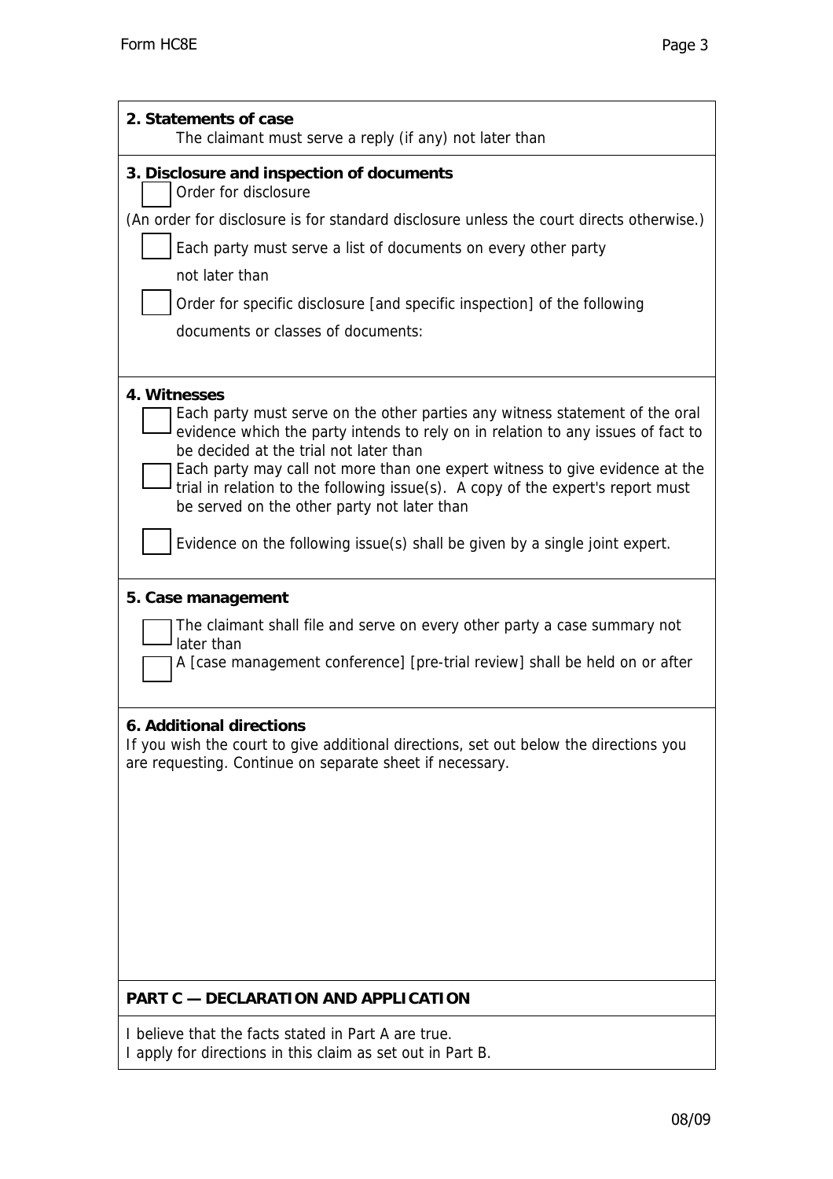**2. Statements of case**

The claimant must serve a reply (if any) not later than

**3. Disclosure and inspection of documents**

☐ Order for disclosure

(An order for disclosure is for standard disclosure unless the court directs otherwise.)

☐ Each party must serve a list of documents on every other party not later than

☐ Order for specific disclosure [and specific inspection] of the following documents or classes of documents:

**4. Witnesses**

☐ Each party must serve on the other parties any witness statement of the oral evidence which the party intends to rely on in relation to any issues of fact to be decided at the trial not later than

☐ Each party may call not more than one expert witness to give evidence at the trial in relation to the following issue(s). A copy of the expert's report must be served on the other party not later than

☐ Evidence on the following issue(s) shall be given by a single joint expert.

**5. Case management**

☐ The claimant shall file and serve on every other party a case summary not later than

☐ A [case management conference] [pre-trial review] shall be held on or after

**6. Additional directions**

If you wish the court to give additional directions, set out below the directions you are requesting. Continue on separate sheet if necessary.

**PART C — DECLARATION AND APPLICATION**

I believe that the facts stated in Part A are true.
I apply for directions in this claim as set out in Part B.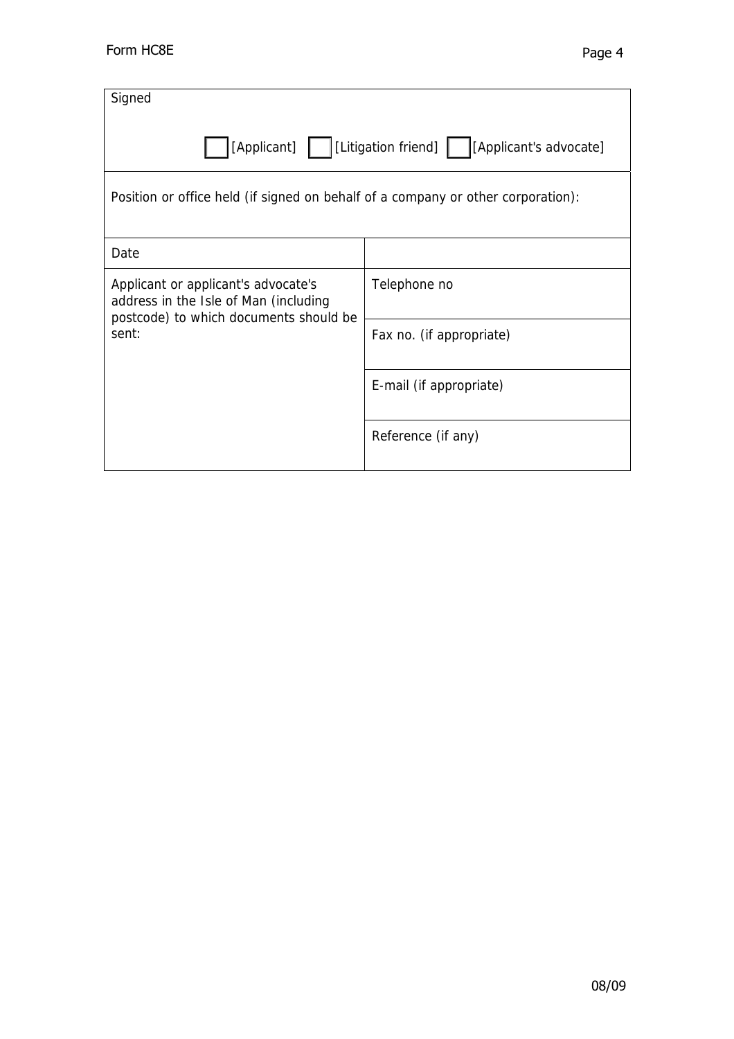| | |
|---|---|
| Signed<br><br>☐ [Applicant] ☐ [Litigation friend] ☐ [Applicant's advocate] | |
| Position or office held (if signed on behalf of a company or other corporation): | |
| Date | |
| Applicant or applicant's advocate's address in the Isle of Man (including postcode) to which documents should be sent: | Telephone no |
| | Fax no. (if appropriate) |
| | E-mail (if appropriate) |
| | Reference (if any) |

08/09